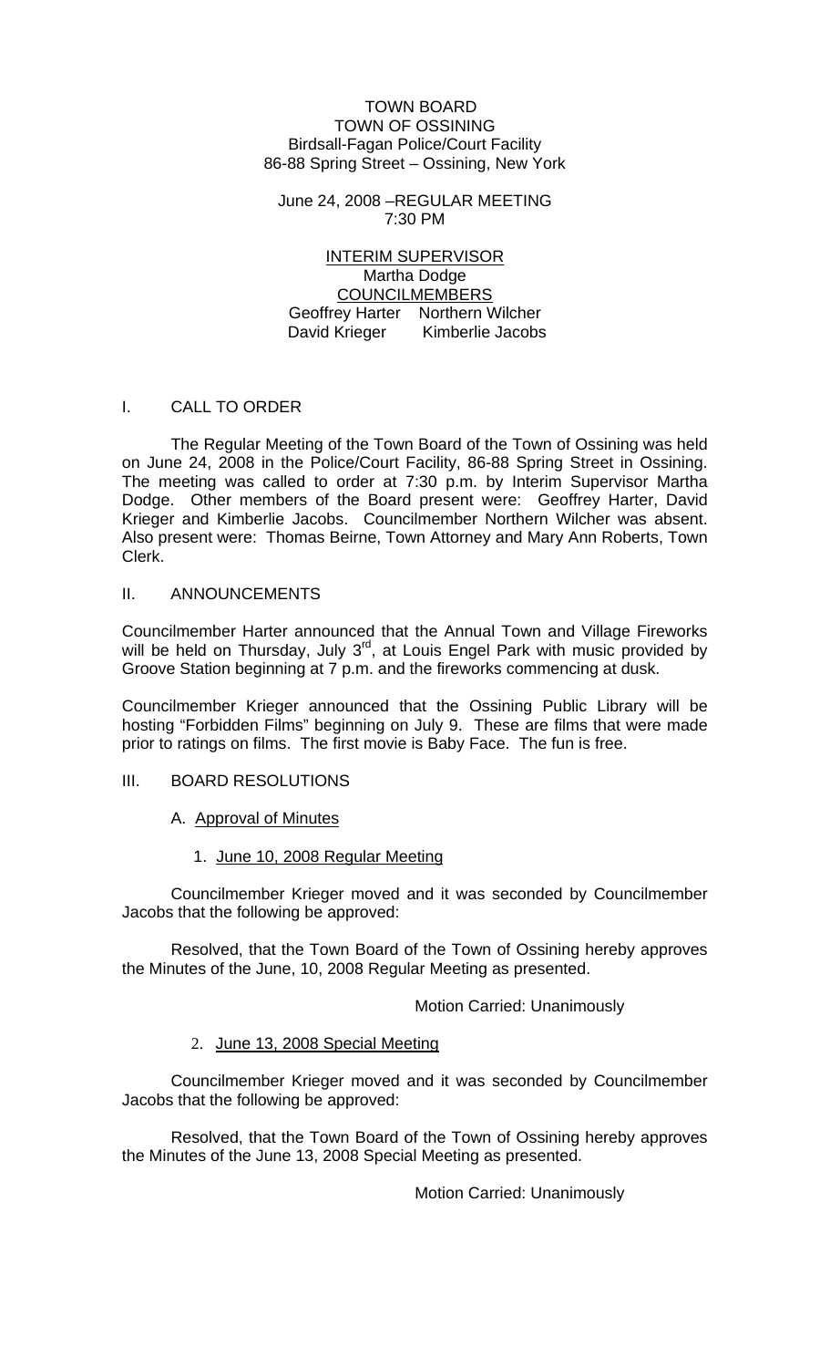TOWN BOARD
TOWN OF OSSINING
Birdsall-Fagan Police/Court Facility
86-88 Spring Street – Ossining, New York

June 24, 2008 –REGULAR MEETING
7:30 PM

INTERIM SUPERVISOR
Martha Dodge
COUNCILMEMBERS
Geoffrey Harter    Northern Wilcher
David Krieger    Kimberlie Jacobs

## I. CALL TO ORDER

The Regular Meeting of the Town Board of the Town of Ossining was held on June 24, 2008 in the Police/Court Facility, 86-88 Spring Street in Ossining. The meeting was called to order at 7:30 p.m. by Interim Supervisor Martha Dodge. Other members of the Board present were: Geoffrey Harter, David Krieger and Kimberlie Jacobs. Councilmember Northern Wilcher was absent. Also present were: Thomas Beirne, Town Attorney and Mary Ann Roberts, Town Clerk.

## II. ANNOUNCEMENTS

Councilmember Harter announced that the Annual Town and Village Fireworks will be held on Thursday, July 3rd, at Louis Engel Park with music provided by Groove Station beginning at 7 p.m. and the fireworks commencing at dusk.

Councilmember Krieger announced that the Ossining Public Library will be hosting "Forbidden Films" beginning on July 9. These are films that were made prior to ratings on films. The first movie is Baby Face. The fun is free.

## III. BOARD RESOLUTIONS

### A. Approval of Minutes

#### 1. June 10, 2008 Regular Meeting

Councilmember Krieger moved and it was seconded by Councilmember Jacobs that the following be approved:

Resolved, that the Town Board of the Town of Ossining hereby approves the Minutes of the June, 10, 2008 Regular Meeting as presented.

Motion Carried: Unanimously

#### 2. June 13, 2008 Special Meeting

Councilmember Krieger moved and it was seconded by Councilmember Jacobs that the following be approved:

Resolved, that the Town Board of the Town of Ossining hereby approves the Minutes of the June 13, 2008 Special Meeting as presented.

Motion Carried: Unanimously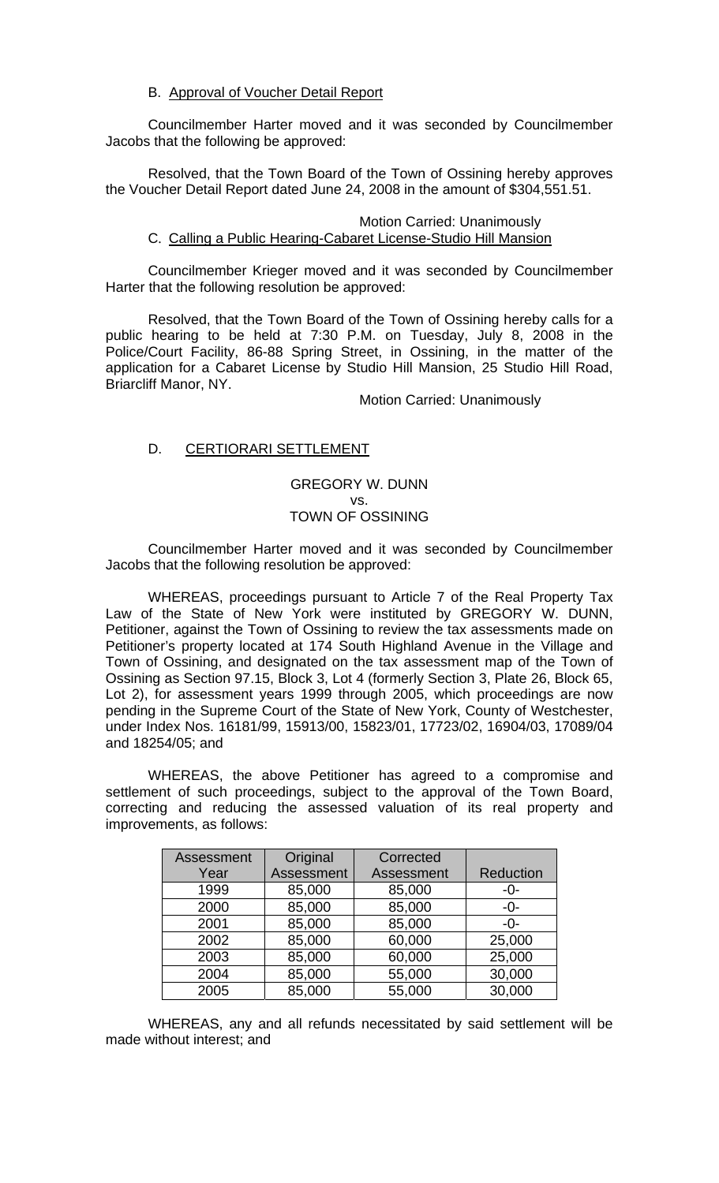B. Approval of Voucher Detail Report

Councilmember Harter moved and it was seconded by Councilmember Jacobs that the following be approved:

Resolved, that the Town Board of the Town of Ossining hereby approves the Voucher Detail Report dated June 24, 2008 in the amount of $304,551.51.

Motion Carried: Unanimously

C. Calling a Public Hearing-Cabaret License-Studio Hill Mansion

Councilmember Krieger moved and it was seconded by Councilmember Harter that the following resolution be approved:

Resolved, that the Town Board of the Town of Ossining hereby calls for a public hearing to be held at 7:30 P.M. on Tuesday, July 8, 2008 in the Police/Court Facility, 86-88 Spring Street, in Ossining, in the matter of the application for a Cabaret License by Studio Hill Mansion, 25 Studio Hill Road, Briarcliff Manor, NY.

Motion Carried: Unanimously

D. CERTIORARI SETTLEMENT

GREGORY W. DUNN
vs.
TOWN OF OSSINING

Councilmember Harter moved and it was seconded by Councilmember Jacobs that the following resolution be approved:

WHEREAS, proceedings pursuant to Article 7 of the Real Property Tax Law of the State of New York were instituted by GREGORY W. DUNN, Petitioner, against the Town of Ossining to review the tax assessments made on Petitioner's property located at 174 South Highland Avenue in the Village and Town of Ossining, and designated on the tax assessment map of the Town of Ossining as Section 97.15, Block 3, Lot 4 (formerly Section 3, Plate 26, Block 65, Lot 2), for assessment years 1999 through 2005, which proceedings are now pending in the Supreme Court of the State of New York, County of Westchester, under Index Nos. 16181/99, 15913/00, 15823/01, 17723/02, 16904/03, 17089/04 and 18254/05; and

WHEREAS, the above Petitioner has agreed to a compromise and settlement of such proceedings, subject to the approval of the Town Board, correcting and reducing the assessed valuation of its real property and improvements, as follows:

| Assessment Year | Original Assessment | Corrected Assessment | Reduction |
|---|---|---|---|
| 1999 | 85,000 | 85,000 | -0- |
| 2000 | 85,000 | 85,000 | -0- |
| 2001 | 85,000 | 85,000 | -0- |
| 2002 | 85,000 | 60,000 | 25,000 |
| 2003 | 85,000 | 60,000 | 25,000 |
| 2004 | 85,000 | 55,000 | 30,000 |
| 2005 | 85,000 | 55,000 | 30,000 |

WHEREAS, any and all refunds necessitated by said settlement will be made without interest; and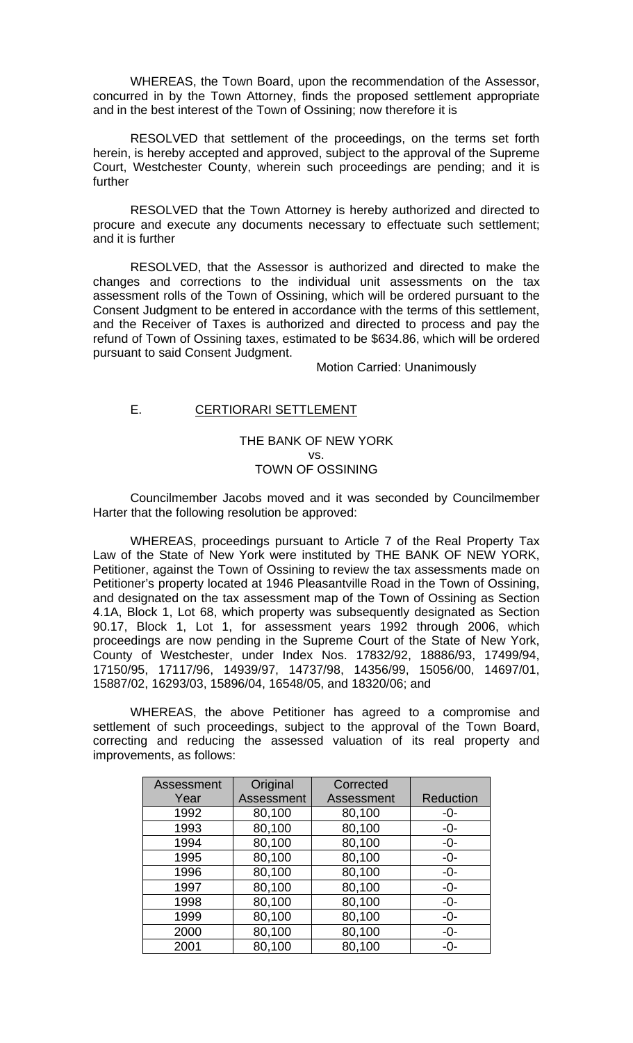WHEREAS, the Town Board, upon the recommendation of the Assessor, concurred in by the Town Attorney, finds the proposed settlement appropriate and in the best interest of the Town of Ossining; now therefore it is

RESOLVED that settlement of the proceedings, on the terms set forth herein, is hereby accepted and approved, subject to the approval of the Supreme Court, Westchester County, wherein such proceedings are pending; and it is further

RESOLVED that the Town Attorney is hereby authorized and directed to procure and execute any documents necessary to effectuate such settlement; and it is further

RESOLVED, that the Assessor is authorized and directed to make the changes and corrections to the individual unit assessments on the tax assessment rolls of the Town of Ossining, which will be ordered pursuant to the Consent Judgment to be entered in accordance with the terms of this settlement, and the Receiver of Taxes is authorized and directed to process and pay the refund of Town of Ossining taxes, estimated to be $634.86, which will be ordered pursuant to said Consent Judgment.

Motion Carried: Unanimously

E. CERTIORARI SETTLEMENT

THE BANK OF NEW YORK
vs.
TOWN OF OSSINING

Councilmember Jacobs moved and it was seconded by Councilmember Harter that the following resolution be approved:

WHEREAS, proceedings pursuant to Article 7 of the Real Property Tax Law of the State of New York were instituted by THE BANK OF NEW YORK, Petitioner, against the Town of Ossining to review the tax assessments made on Petitioner's property located at 1946 Pleasantville Road in the Town of Ossining, and designated on the tax assessment map of the Town of Ossining as Section 4.1A, Block 1, Lot 68, which property was subsequently designated as Section 90.17, Block 1, Lot 1, for assessment years 1992 through 2006, which proceedings are now pending in the Supreme Court of the State of New York, County of Westchester, under Index Nos. 17832/92, 18886/93, 17499/94, 17150/95, 17117/96, 14939/97, 14737/98, 14356/99, 15056/00, 14697/01, 15887/02, 16293/03, 15896/04, 16548/05, and 18320/06; and

WHEREAS, the above Petitioner has agreed to a compromise and settlement of such proceedings, subject to the approval of the Town Board, correcting and reducing the assessed valuation of its real property and improvements, as follows:

| Assessment Year | Original Assessment | Corrected Assessment | Reduction |
|---|---|---|---|
| 1992 | 80,100 | 80,100 | -0- |
| 1993 | 80,100 | 80,100 | -0- |
| 1994 | 80,100 | 80,100 | -0- |
| 1995 | 80,100 | 80,100 | -0- |
| 1996 | 80,100 | 80,100 | -0- |
| 1997 | 80,100 | 80,100 | -0- |
| 1998 | 80,100 | 80,100 | -0- |
| 1999 | 80,100 | 80,100 | -0- |
| 2000 | 80,100 | 80,100 | -0- |
| 2001 | 80,100 | 80,100 | -0- |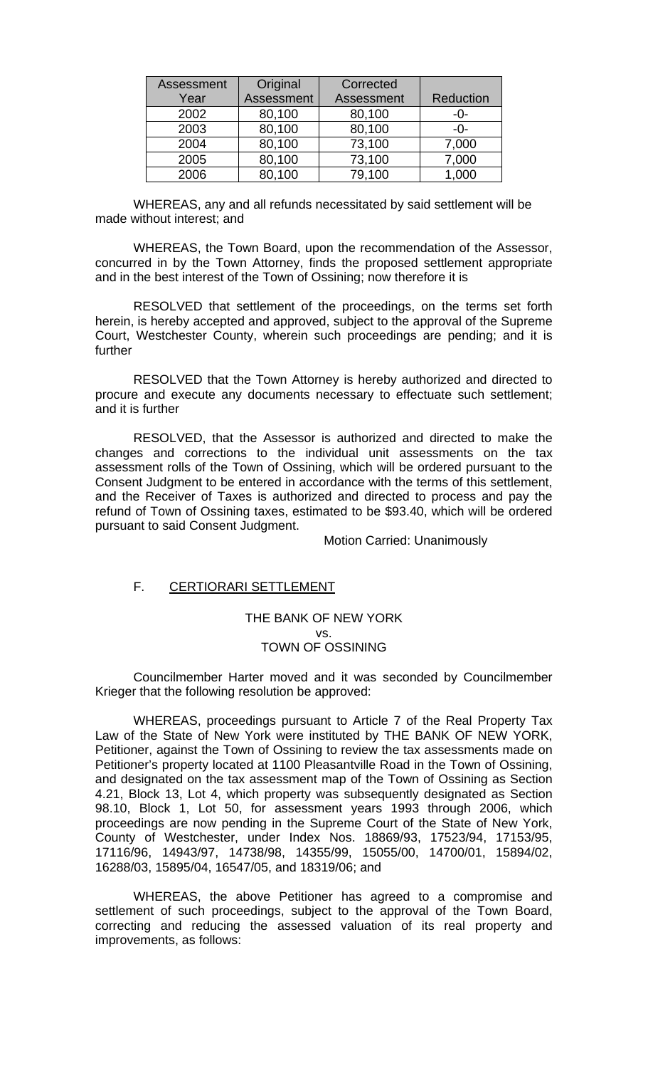| Assessment Year | Original Assessment | Corrected Assessment | Reduction |
|---|---|---|---|
| 2002 | 80,100 | 80,100 | -0- |
| 2003 | 80,100 | 80,100 | -0- |
| 2004 | 80,100 | 73,100 | 7,000 |
| 2005 | 80,100 | 73,100 | 7,000 |
| 2006 | 80,100 | 79,100 | 1,000 |

WHEREAS, any and all refunds necessitated by said settlement will be made without interest; and

WHEREAS, the Town Board, upon the recommendation of the Assessor, concurred in by the Town Attorney, finds the proposed settlement appropriate and in the best interest of the Town of Ossining; now therefore it is

RESOLVED that settlement of the proceedings, on the terms set forth herein, is hereby accepted and approved, subject to the approval of the Supreme Court, Westchester County, wherein such proceedings are pending; and it is further

RESOLVED that the Town Attorney is hereby authorized and directed to procure and execute any documents necessary to effectuate such settlement; and it is further

RESOLVED, that the Assessor is authorized and directed to make the changes and corrections to the individual unit assessments on the tax assessment rolls of the Town of Ossining, which will be ordered pursuant to the Consent Judgment to be entered in accordance with the terms of this settlement, and the Receiver of Taxes is authorized and directed to process and pay the refund of Town of Ossining taxes, estimated to be $93.40, which will be ordered pursuant to said Consent Judgment.

Motion Carried: Unanimously

F. CERTIORARI SETTLEMENT

THE BANK OF NEW YORK
vs.
TOWN OF OSSINING

Councilmember Harter moved and it was seconded by Councilmember Krieger that the following resolution be approved:

WHEREAS, proceedings pursuant to Article 7 of the Real Property Tax Law of the State of New York were instituted by THE BANK OF NEW YORK, Petitioner, against the Town of Ossining to review the tax assessments made on Petitioner's property located at 1100 Pleasantville Road in the Town of Ossining, and designated on the tax assessment map of the Town of Ossining as Section 4.21, Block 13, Lot 4, which property was subsequently designated as Section 98.10, Block 1, Lot 50, for assessment years 1993 through 2006, which proceedings are now pending in the Supreme Court of the State of New York, County of Westchester, under Index Nos. 18869/93, 17523/94, 17153/95, 17116/96, 14943/97, 14738/98, 14355/99, 15055/00, 14700/01, 15894/02, 16288/03, 15895/04, 16547/05, and 18319/06; and

WHEREAS, the above Petitioner has agreed to a compromise and settlement of such proceedings, subject to the approval of the Town Board, correcting and reducing the assessed valuation of its real property and improvements, as follows: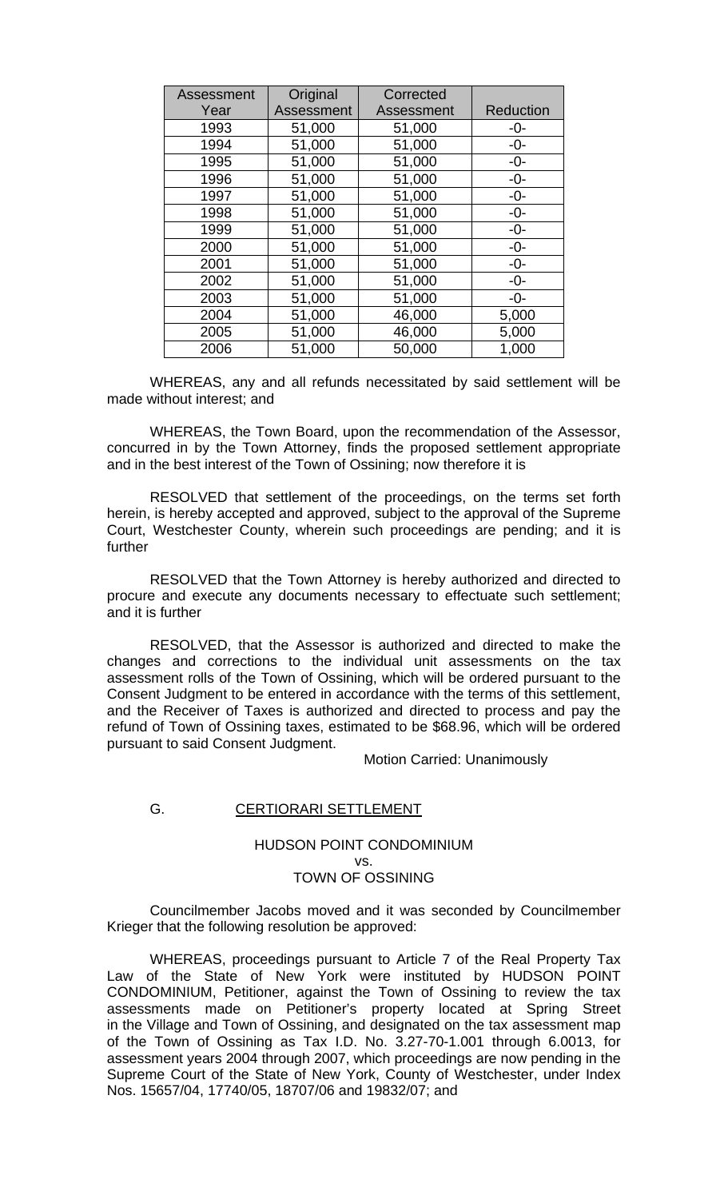| Assessment Year | Original Assessment | Corrected Assessment | Reduction |
|---|---|---|---|
| 1993 | 51,000 | 51,000 | -0- |
| 1994 | 51,000 | 51,000 | -0- |
| 1995 | 51,000 | 51,000 | -0- |
| 1996 | 51,000 | 51,000 | -0- |
| 1997 | 51,000 | 51,000 | -0- |
| 1998 | 51,000 | 51,000 | -0- |
| 1999 | 51,000 | 51,000 | -0- |
| 2000 | 51,000 | 51,000 | -0- |
| 2001 | 51,000 | 51,000 | -0- |
| 2002 | 51,000 | 51,000 | -0- |
| 2003 | 51,000 | 51,000 | -0- |
| 2004 | 51,000 | 46,000 | 5,000 |
| 2005 | 51,000 | 46,000 | 5,000 |
| 2006 | 51,000 | 50,000 | 1,000 |

WHEREAS, any and all refunds necessitated by said settlement will be made without interest; and

WHEREAS, the Town Board, upon the recommendation of the Assessor, concurred in by the Town Attorney, finds the proposed settlement appropriate and in the best interest of the Town of Ossining; now therefore it is

RESOLVED that settlement of the proceedings, on the terms set forth herein, is hereby accepted and approved, subject to the approval of the Supreme Court, Westchester County, wherein such proceedings are pending; and it is further

RESOLVED that the Town Attorney is hereby authorized and directed to procure and execute any documents necessary to effectuate such settlement; and it is further

RESOLVED, that the Assessor is authorized and directed to make the changes and corrections to the individual unit assessments on the tax assessment rolls of the Town of Ossining, which will be ordered pursuant to the Consent Judgment to be entered in accordance with the terms of this settlement, and the Receiver of Taxes is authorized and directed to process and pay the refund of Town of Ossining taxes, estimated to be $68.96, which will be ordered pursuant to said Consent Judgment.

Motion Carried: Unanimously

G. CERTIORARI SETTLEMENT

HUDSON POINT CONDOMINIUM
vs.
TOWN OF OSSINING

Councilmember Jacobs moved and it was seconded by Councilmember Krieger that the following resolution be approved:

WHEREAS, proceedings pursuant to Article 7 of the Real Property Tax Law of the State of New York were instituted by HUDSON POINT CONDOMINIUM, Petitioner, against the Town of Ossining to review the tax assessments made on Petitioner's property located at Spring Street in the Village and Town of Ossining, and designated on the tax assessment map of the Town of Ossining as Tax I.D. No. 3.27-70-1.001 through 6.0013, for assessment years 2004 through 2007, which proceedings are now pending in the Supreme Court of the State of New York, County of Westchester, under Index Nos. 15657/04, 17740/05, 18707/06 and 19832/07; and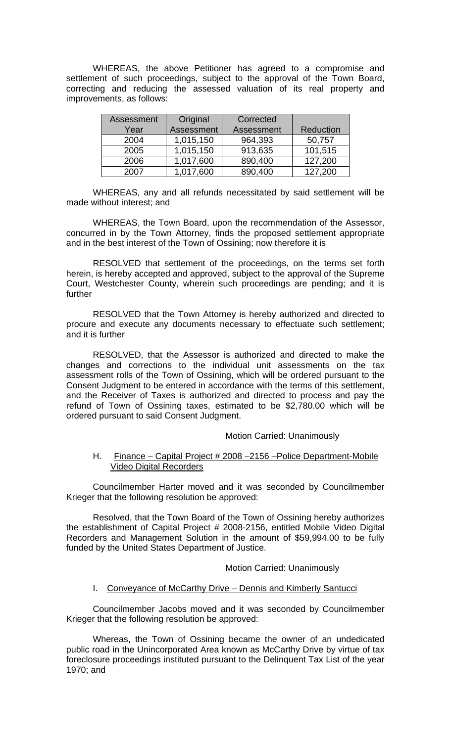WHEREAS, the above Petitioner has agreed to a compromise and settlement of such proceedings, subject to the approval of the Town Board, correcting and reducing the assessed valuation of its real property and improvements, as follows:

| Assessment Year | Original Assessment | Corrected Assessment | Reduction |
|---|---|---|---|
| 2004 | 1,015,150 | 964,393 | 50,757 |
| 2005 | 1,015,150 | 913,635 | 101,515 |
| 2006 | 1,017,600 | 890,400 | 127,200 |
| 2007 | 1,017,600 | 890,400 | 127,200 |

WHEREAS, any and all refunds necessitated by said settlement will be made without interest; and

WHEREAS, the Town Board, upon the recommendation of the Assessor, concurred in by the Town Attorney, finds the proposed settlement appropriate and in the best interest of the Town of Ossining; now therefore it is

RESOLVED that settlement of the proceedings, on the terms set forth herein, is hereby accepted and approved, subject to the approval of the Supreme Court, Westchester County, wherein such proceedings are pending; and it is further

RESOLVED that the Town Attorney is hereby authorized and directed to procure and execute any documents necessary to effectuate such settlement; and it is further

RESOLVED, that the Assessor is authorized and directed to make the changes and corrections to the individual unit assessments on the tax assessment rolls of the Town of Ossining, which will be ordered pursuant to the Consent Judgment to be entered in accordance with the terms of this settlement, and the Receiver of Taxes is authorized and directed to process and pay the refund of Town of Ossining taxes, estimated to be $2,780.00 which will be ordered pursuant to said Consent Judgment.

Motion Carried: Unanimously

H. Finance – Capital Project # 2008 –2156 –Police Department-Mobile Video Digital Recorders

Councilmember Harter moved and it was seconded by Councilmember Krieger that the following resolution be approved:

Resolved, that the Town Board of the Town of Ossining hereby authorizes the establishment of Capital Project # 2008-2156, entitled Mobile Video Digital Recorders and Management Solution in the amount of $59,994.00 to be fully funded by the United States Department of Justice.

Motion Carried: Unanimously

I. Conveyance of McCarthy Drive – Dennis and Kimberly Santucci

Councilmember Jacobs moved and it was seconded by Councilmember Krieger that the following resolution be approved:

Whereas, the Town of Ossining became the owner of an undedicated public road in the Unincorporated Area known as McCarthy Drive by virtue of tax foreclosure proceedings instituted pursuant to the Delinquent Tax List of the year 1970; and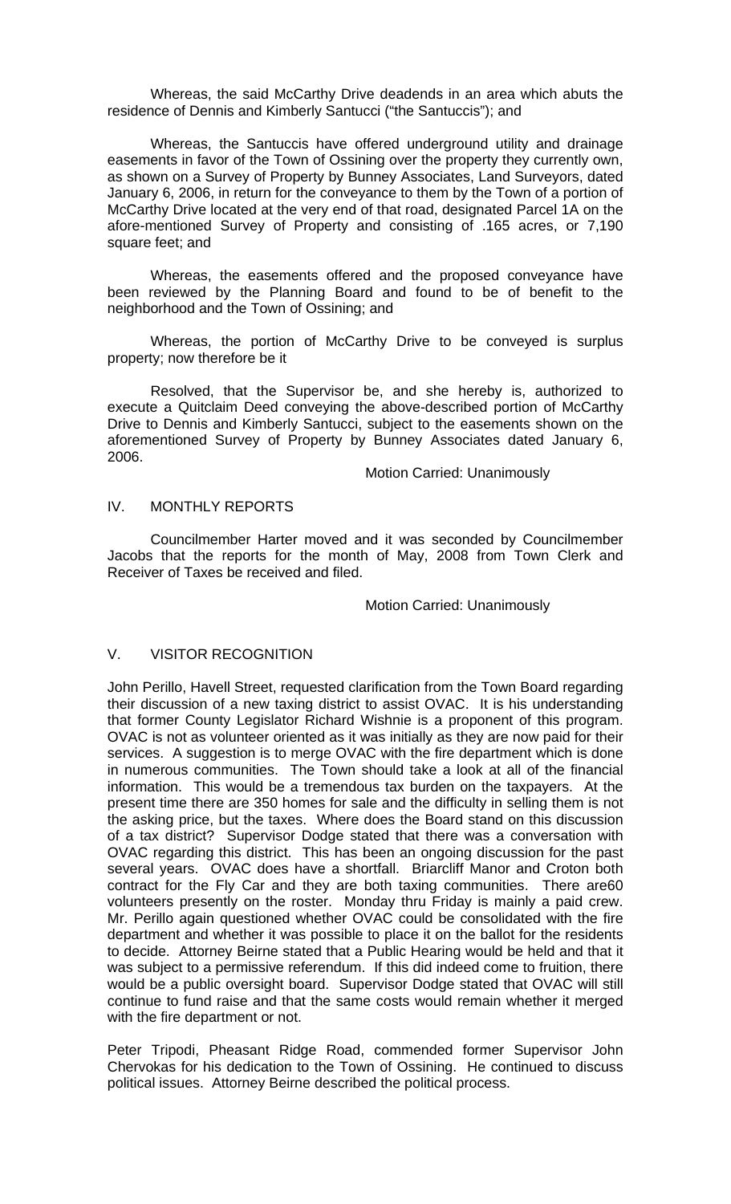Whereas, the said McCarthy Drive deadends in an area which abuts the residence of Dennis and Kimberly Santucci ("the Santuccis"); and

Whereas, the Santuccis have offered underground utility and drainage easements in favor of the Town of Ossining over the property they currently own, as shown on a Survey of Property by Bunney Associates, Land Surveyors, dated January 6, 2006, in return for the conveyance to them by the Town of a portion of McCarthy Drive located at the very end of that road, designated Parcel 1A on the afore-mentioned Survey of Property and consisting of .165 acres, or 7,190 square feet; and

Whereas, the easements offered and the proposed conveyance have been reviewed by the Planning Board and found to be of benefit to the neighborhood and the Town of Ossining; and

Whereas, the portion of McCarthy Drive to be conveyed is surplus property; now therefore be it

Resolved, that the Supervisor be, and she hereby is, authorized to execute a Quitclaim Deed conveying the above-described portion of McCarthy Drive to Dennis and Kimberly Santucci, subject to the easements shown on the aforementioned Survey of Property by Bunney Associates dated January 6, 2006.

Motion Carried: Unanimously

## IV. MONTHLY REPORTS

Councilmember Harter moved and it was seconded by Councilmember Jacobs that the reports for the month of May, 2008 from Town Clerk and Receiver of Taxes be received and filed.

Motion Carried: Unanimously

## V. VISITOR RECOGNITION

John Perillo, Havell Street, requested clarification from the Town Board regarding their discussion of a new taxing district to assist OVAC. It is his understanding that former County Legislator Richard Wishnie is a proponent of this program. OVAC is not as volunteer oriented as it was initially as they are now paid for their services. A suggestion is to merge OVAC with the fire department which is done in numerous communities. The Town should take a look at all of the financial information. This would be a tremendous tax burden on the taxpayers. At the present time there are 350 homes for sale and the difficulty in selling them is not the asking price, but the taxes. Where does the Board stand on this discussion of a tax district? Supervisor Dodge stated that there was a conversation with OVAC regarding this district. This has been an ongoing discussion for the past several years. OVAC does have a shortfall. Briarcliff Manor and Croton both contract for the Fly Car and they are both taxing communities. There are60 volunteers presently on the roster. Monday thru Friday is mainly a paid crew. Mr. Perillo again questioned whether OVAC could be consolidated with the fire department and whether it was possible to place it on the ballot for the residents to decide. Attorney Beirne stated that a Public Hearing would be held and that it was subject to a permissive referendum. If this did indeed come to fruition, there would be a public oversight board. Supervisor Dodge stated that OVAC will still continue to fund raise and that the same costs would remain whether it merged with the fire department or not.

Peter Tripodi, Pheasant Ridge Road, commended former Supervisor John Chervokas for his dedication to the Town of Ossining. He continued to discuss political issues. Attorney Beirne described the political process.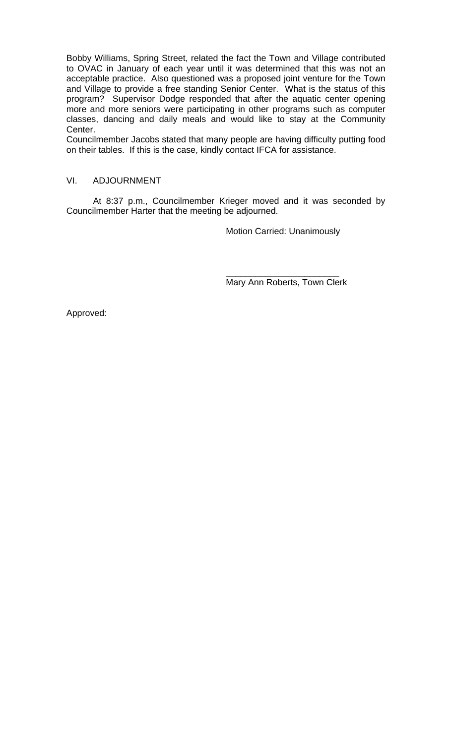Bobby Williams, Spring Street, related the fact the Town and Village contributed to OVAC in January of each year until it was determined that this was not an acceptable practice. Also questioned was a proposed joint venture for the Town and Village to provide a free standing Senior Center. What is the status of this program? Supervisor Dodge responded that after the aquatic center opening more and more seniors were participating in other programs such as computer classes, dancing and daily meals and would like to stay at the Community Center.

Councilmember Jacobs stated that many people are having difficulty putting food on their tables. If this is the case, kindly contact IFCA for assistance.

## VI. ADJOURNMENT

At 8:37 p.m., Councilmember Krieger moved and it was seconded by Councilmember Harter that the meeting be adjourned.

Motion Carried: Unanimously

_______________________

Mary Ann Roberts, Town Clerk

Approved: